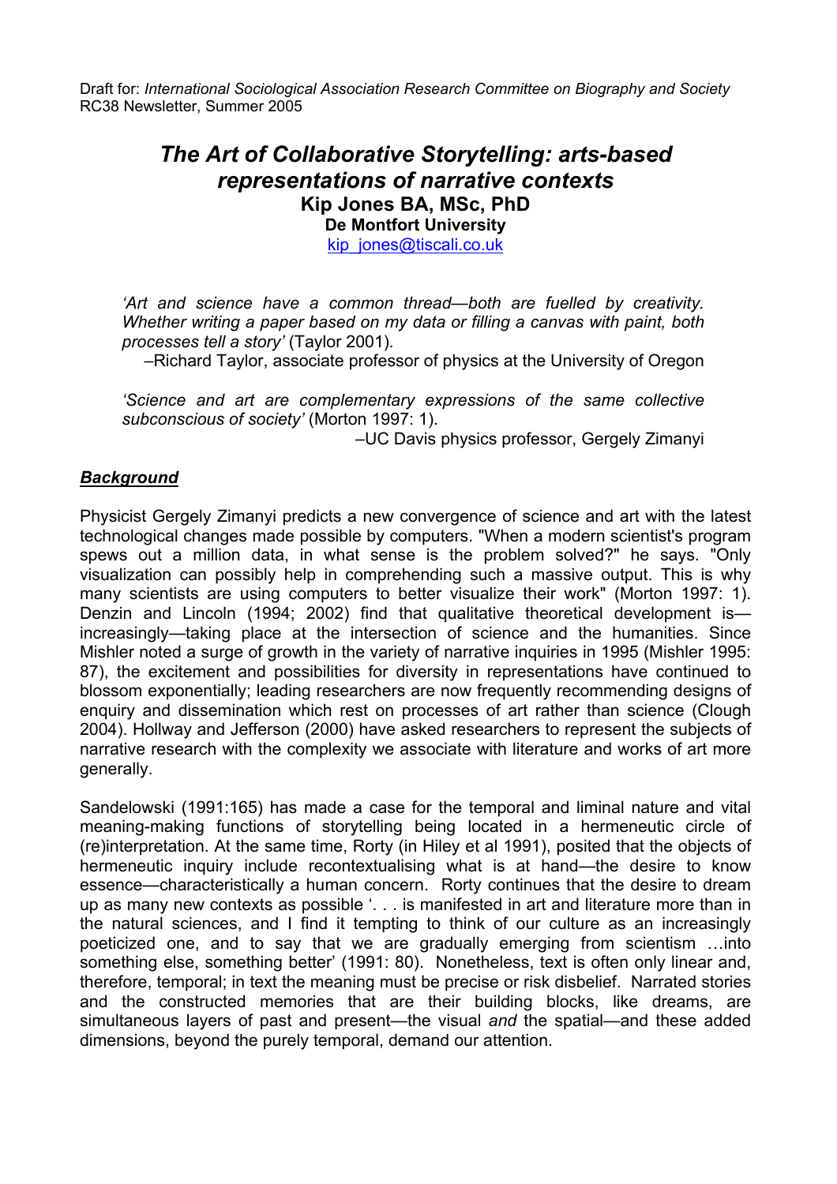Draft for: *International Sociological Association Research Committee on Biography and Society* RC38 Newsletter, Summer 2005

# *The Art of Collaborative Storytelling: arts-based representations of narrative contexts*

**Kip Jones BA, MSc, PhD**
**De Montfort University**
kip_jones@tiscali.co.uk

> *'Art and science have a common thread—both are fuelled by creativity. Whether writing a paper based on my data or filling a canvas with paint, both processes tell a story'* (Taylor 2001).
>
> –Richard Taylor, associate professor of physics at the University of Oregon

> *'Science and art are complementary expressions of the same collective subconscious of society'* (Morton 1997: 1).
>
> –UC Davis physics professor, Gergely Zimanyi

## ***Background***

Physicist Gergely Zimanyi predicts a new convergence of science and art with the latest technological changes made possible by computers. "When a modern scientist's program spews out a million data, in what sense is the problem solved?" he says. "Only visualization can possibly help in comprehending such a massive output. This is why many scientists are using computers to better visualize their work" (Morton 1997: 1). Denzin and Lincoln (1994; 2002) find that qualitative theoretical development is—increasingly—taking place at the intersection of science and the humanities. Since Mishler noted a surge of growth in the variety of narrative inquiries in 1995 (Mishler 1995: 87), the excitement and possibilities for diversity in representations have continued to blossom exponentially; leading researchers are now frequently recommending designs of enquiry and dissemination which rest on processes of art rather than science (Clough 2004). Hollway and Jefferson (2000) have asked researchers to represent the subjects of narrative research with the complexity we associate with literature and works of art more generally.

Sandelowski (1991:165) has made a case for the temporal and liminal nature and vital meaning-making functions of storytelling being located in a hermeneutic circle of (re)interpretation. At the same time, Rorty (in Hiley et al 1991), posited that the objects of hermeneutic inquiry include recontextualising what is at hand—the desire to know essence—characteristically a human concern. Rorty continues that the desire to dream up as many new contexts as possible '. . . is manifested in art and literature more than in the natural sciences, and I find it tempting to think of our culture as an increasingly poeticized one, and to say that we are gradually emerging from scientism …into something else, something better' (1991: 80). Nonetheless, text is often only linear and, therefore, temporal; in text the meaning must be precise or risk disbelief. Narrated stories and the constructed memories that are their building blocks, like dreams, are simultaneous layers of past and present—the visual *and* the spatial—and these added dimensions, beyond the purely temporal, demand our attention.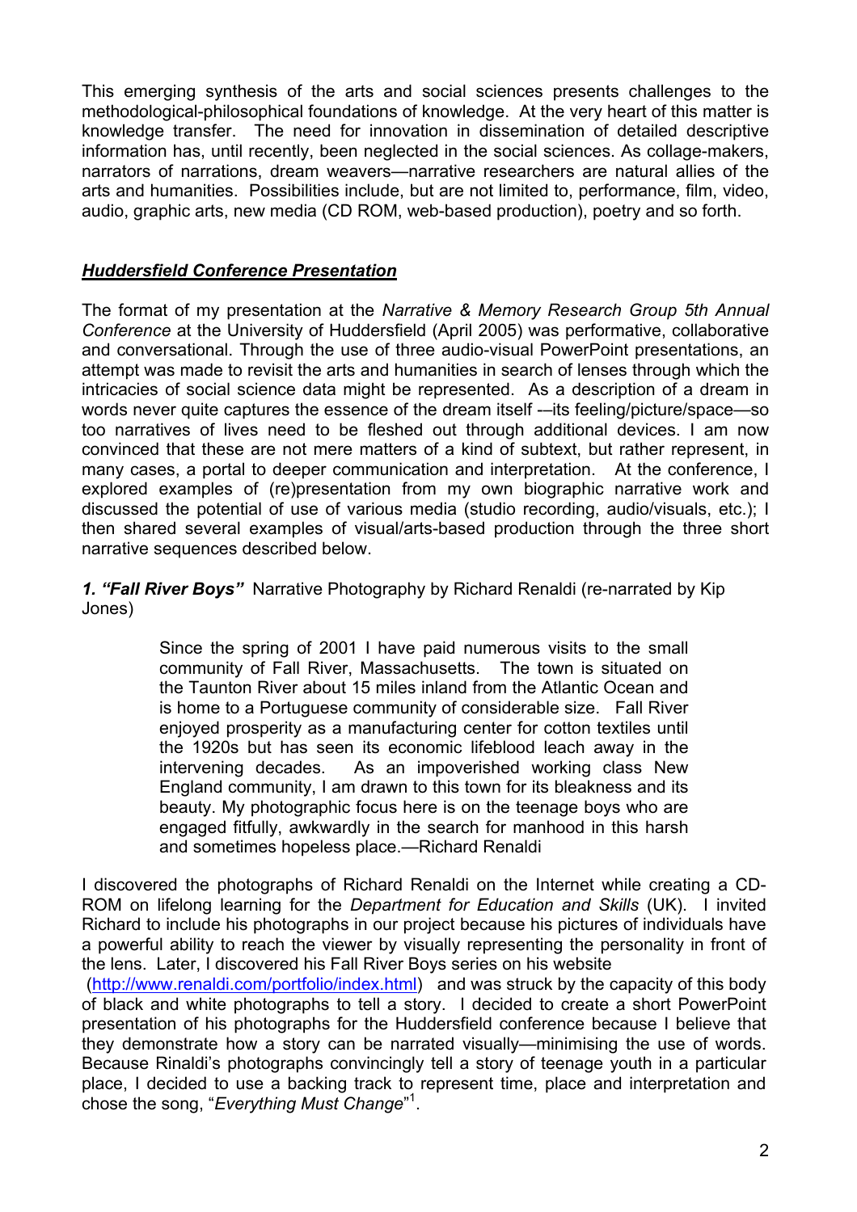This emerging synthesis of the arts and social sciences presents challenges to the methodological-philosophical foundations of knowledge. At the very heart of this matter is knowledge transfer. The need for innovation in dissemination of detailed descriptive information has, until recently, been neglected in the social sciences. As collage-makers, narrators of narrations, dream weavers—narrative researchers are natural allies of the arts and humanities. Possibilities include, but are not limited to, performance, film, video, audio, graphic arts, new media (CD ROM, web-based production), poetry and so forth.

## ***Huddersfield Conference Presentation***

The format of my presentation at the *Narrative & Memory Research Group 5th Annual Conference* at the University of Huddersfield (April 2005) was performative, collaborative and conversational. Through the use of three audio-visual PowerPoint presentations, an attempt was made to revisit the arts and humanities in search of lenses through which the intricacies of social science data might be represented. As a description of a dream in words never quite captures the essence of the dream itself -–its feeling/picture/space—so too narratives of lives need to be fleshed out through additional devices. I am now convinced that these are not mere matters of a kind of subtext, but rather represent, in many cases, a portal to deeper communication and interpretation. At the conference, I explored examples of (re)presentation from my own biographic narrative work and discussed the potential of use of various media (studio recording, audio/visuals, etc.); I then shared several examples of visual/arts-based production through the three short narrative sequences described below.

***1. "Fall River Boys"*** Narrative Photography by Richard Renaldi (re-narrated by Kip Jones)

> Since the spring of 2001 I have paid numerous visits to the small community of Fall River, Massachusetts. The town is situated on the Taunton River about 15 miles inland from the Atlantic Ocean and is home to a Portuguese community of considerable size. Fall River enjoyed prosperity as a manufacturing center for cotton textiles until the 1920s but has seen its economic lifeblood leach away in the intervening decades. As an impoverished working class New England community, I am drawn to this town for its bleakness and its beauty. My photographic focus here is on the teenage boys who are engaged fitfully, awkwardly in the search for manhood in this harsh and sometimes hopeless place.—Richard Renaldi

I discovered the photographs of Richard Renaldi on the Internet while creating a CD-ROM on lifelong learning for the *Department for Education and Skills* (UK). I invited Richard to include his photographs in our project because his pictures of individuals have a powerful ability to reach the viewer by visually representing the personality in front of the lens. Later, I discovered his Fall River Boys series on his website (http://www.renaldi.com/portfolio/index.html) and was struck by the capacity of this body of black and white photographs to tell a story. I decided to create a short PowerPoint presentation of his photographs for the Huddersfield conference because I believe that they demonstrate how a story can be narrated visually—minimising the use of words. Because Rinaldi's photographs convincingly tell a story of teenage youth in a particular place, I decided to use a backing track to represent time, place and interpretation and chose the song, "*Everything Must Change*"[1].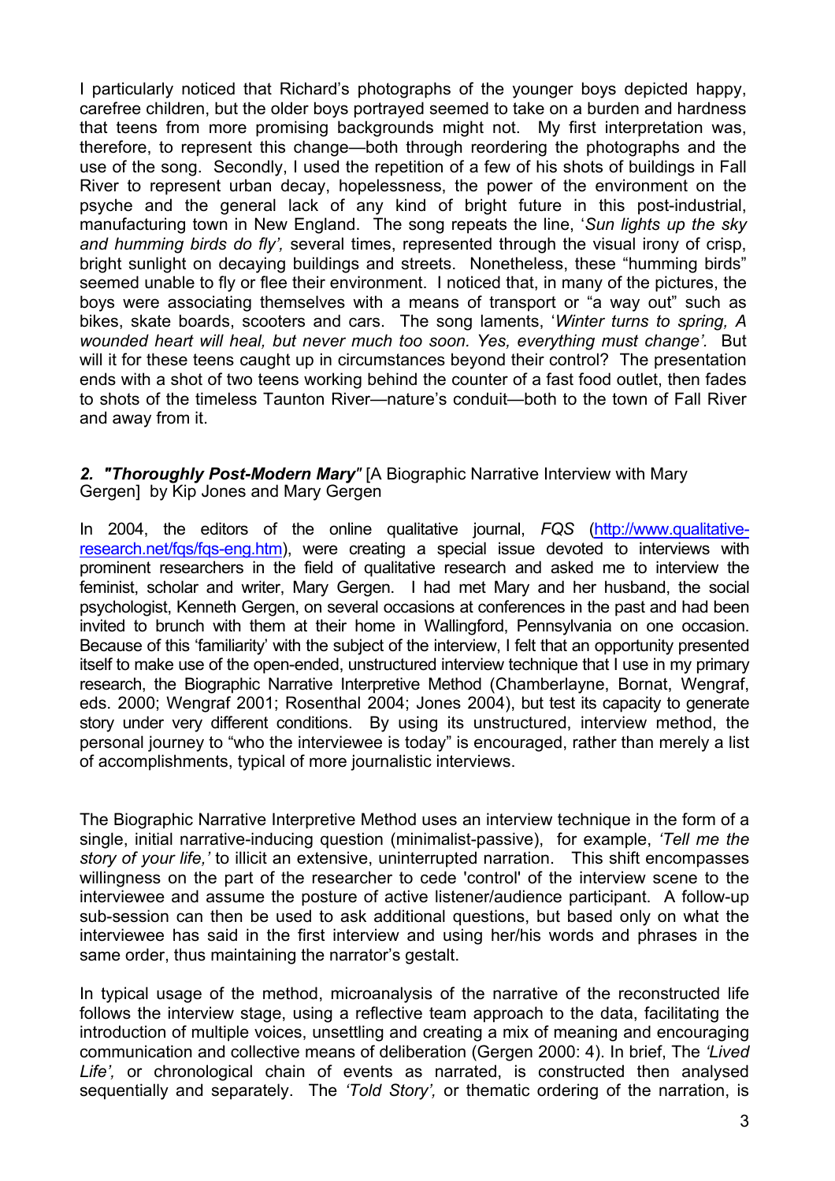I particularly noticed that Richard's photographs of the younger boys depicted happy, carefree children, but the older boys portrayed seemed to take on a burden and hardness that teens from more promising backgrounds might not. My first interpretation was, therefore, to represent this change—both through reordering the photographs and the use of the song. Secondly, I used the repetition of a few of his shots of buildings in Fall River to represent urban decay, hopelessness, the power of the environment on the psyche and the general lack of any kind of bright future in this post-industrial, manufacturing town in New England. The song repeats the line, '*Sun lights up the sky and humming birds do fly',* several times, represented through the visual irony of crisp, bright sunlight on decaying buildings and streets. Nonetheless, these "humming birds" seemed unable to fly or flee their environment. I noticed that, in many of the pictures, the boys were associating themselves with a means of transport or "a way out" such as bikes, skate boards, scooters and cars. The song laments, '*Winter turns to spring, A wounded heart will heal, but never much too soon. Yes, everything must change'.* But will it for these teens caught up in circumstances beyond their control? The presentation ends with a shot of two teens working behind the counter of a fast food outlet, then fades to shots of the timeless Taunton River—nature's conduit—both to the town of Fall River and away from it.

***2. "Thoroughly Post-Modern Mary"*** [A Biographic Narrative Interview with Mary Gergen] by Kip Jones and Mary Gergen

In 2004, the editors of the online qualitative journal, *FQS* (http://www.qualitative-research.net/fqs/fqs-eng.htm), were creating a special issue devoted to interviews with prominent researchers in the field of qualitative research and asked me to interview the feminist, scholar and writer, Mary Gergen. I had met Mary and her husband, the social psychologist, Kenneth Gergen, on several occasions at conferences in the past and had been invited to brunch with them at their home in Wallingford, Pennsylvania on one occasion. Because of this 'familiarity' with the subject of the interview, I felt that an opportunity presented itself to make use of the open-ended, unstructured interview technique that I use in my primary research, the Biographic Narrative Interpretive Method (Chamberlayne, Bornat, Wengraf, eds. 2000; Wengraf 2001; Rosenthal 2004; Jones 2004), but test its capacity to generate story under very different conditions. By using its unstructured, interview method, the personal journey to "who the interviewee is today" is encouraged, rather than merely a list of accomplishments, typical of more journalistic interviews.

The Biographic Narrative Interpretive Method uses an interview technique in the form of a single, initial narrative-inducing question (minimalist-passive), for example, *'Tell me the story of your life,'* to illicit an extensive, uninterrupted narration. This shift encompasses willingness on the part of the researcher to cede 'control' of the interview scene to the interviewee and assume the posture of active listener/audience participant. A follow-up sub-session can then be used to ask additional questions, but based only on what the interviewee has said in the first interview and using her/his words and phrases in the same order, thus maintaining the narrator's gestalt.

In typical usage of the method, microanalysis of the narrative of the reconstructed life follows the interview stage, using a reflective team approach to the data, facilitating the introduction of multiple voices, unsettling and creating a mix of meaning and encouraging communication and collective means of deliberation (Gergen 2000: 4). In brief, The *'Lived Life',* or chronological chain of events as narrated, is constructed then analysed sequentially and separately. The *'Told Story',* or thematic ordering of the narration, is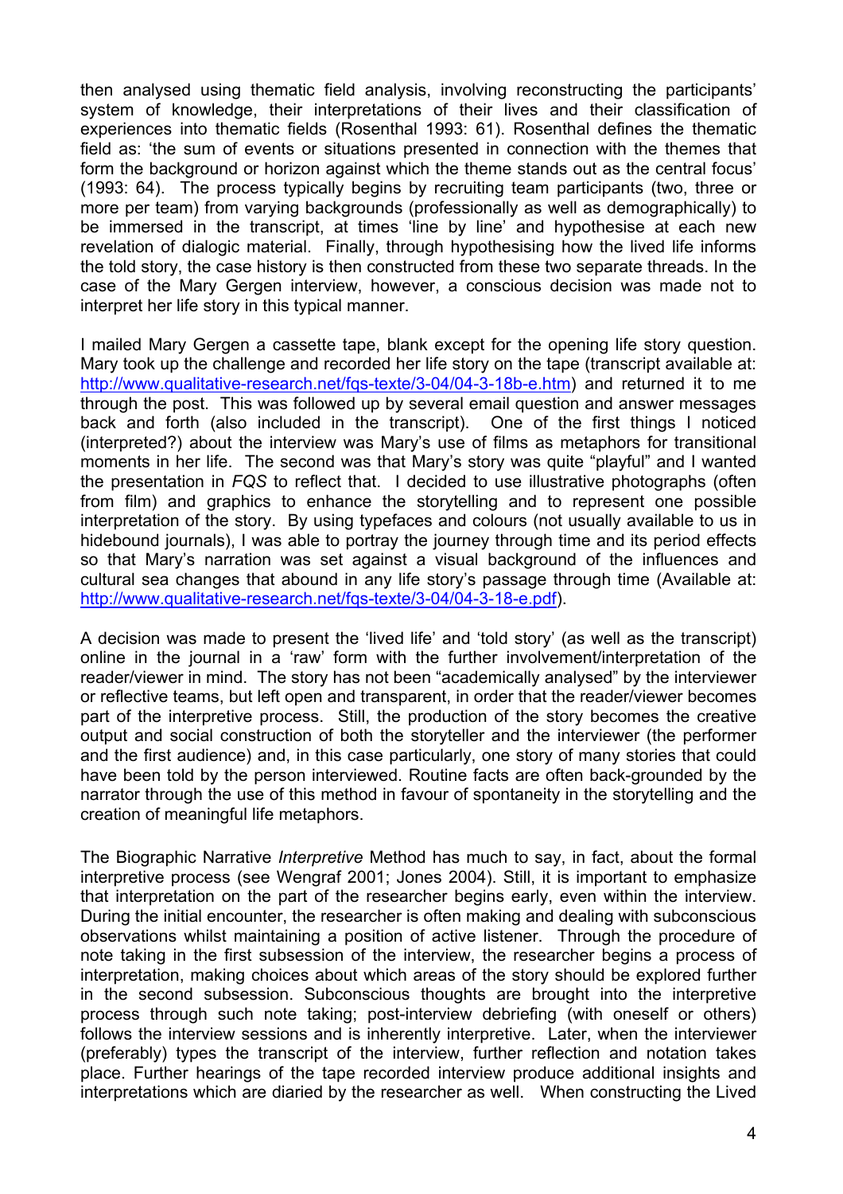then analysed using thematic field analysis, involving reconstructing the participants' system of knowledge, their interpretations of their lives and their classification of experiences into thematic fields (Rosenthal 1993: 61). Rosenthal defines the thematic field as: 'the sum of events or situations presented in connection with the themes that form the background or horizon against which the theme stands out as the central focus' (1993: 64). The process typically begins by recruiting team participants (two, three or more per team) from varying backgrounds (professionally as well as demographically) to be immersed in the transcript, at times 'line by line' and hypothesise at each new revelation of dialogic material. Finally, through hypothesising how the lived life informs the told story, the case history is then constructed from these two separate threads. In the case of the Mary Gergen interview, however, a conscious decision was made not to interpret her life story in this typical manner.

I mailed Mary Gergen a cassette tape, blank except for the opening life story question. Mary took up the challenge and recorded her life story on the tape (transcript available at: http://www.qualitative-research.net/fqs-texte/3-04/04-3-18b-e.htm) and returned it to me through the post. This was followed up by several email question and answer messages back and forth (also included in the transcript). One of the first things I noticed (interpreted?) about the interview was Mary's use of films as metaphors for transitional moments in her life. The second was that Mary's story was quite "playful" and I wanted the presentation in *FQS* to reflect that. I decided to use illustrative photographs (often from film) and graphics to enhance the storytelling and to represent one possible interpretation of the story. By using typefaces and colours (not usually available to us in hidebound journals), I was able to portray the journey through time and its period effects so that Mary's narration was set against a visual background of the influences and cultural sea changes that abound in any life story's passage through time (Available at: http://www.qualitative-research.net/fqs-texte/3-04/04-3-18-e.pdf).

A decision was made to present the 'lived life' and 'told story' (as well as the transcript) online in the journal in a 'raw' form with the further involvement/interpretation of the reader/viewer in mind. The story has not been "academically analysed" by the interviewer or reflective teams, but left open and transparent, in order that the reader/viewer becomes part of the interpretive process. Still, the production of the story becomes the creative output and social construction of both the storyteller and the interviewer (the performer and the first audience) and, in this case particularly, one story of many stories that could have been told by the person interviewed. Routine facts are often back-grounded by the narrator through the use of this method in favour of spontaneity in the storytelling and the creation of meaningful life metaphors.

The Biographic Narrative *Interpretive* Method has much to say, in fact, about the formal interpretive process (see Wengraf 2001; Jones 2004). Still, it is important to emphasize that interpretation on the part of the researcher begins early, even within the interview. During the initial encounter, the researcher is often making and dealing with subconscious observations whilst maintaining a position of active listener. Through the procedure of note taking in the first subsession of the interview, the researcher begins a process of interpretation, making choices about which areas of the story should be explored further in the second subsession. Subconscious thoughts are brought into the interpretive process through such note taking; post-interview debriefing (with oneself or others) follows the interview sessions and is inherently interpretive. Later, when the interviewer (preferably) types the transcript of the interview, further reflection and notation takes place. Further hearings of the tape recorded interview produce additional insights and interpretations which are diaried by the researcher as well. When constructing the Lived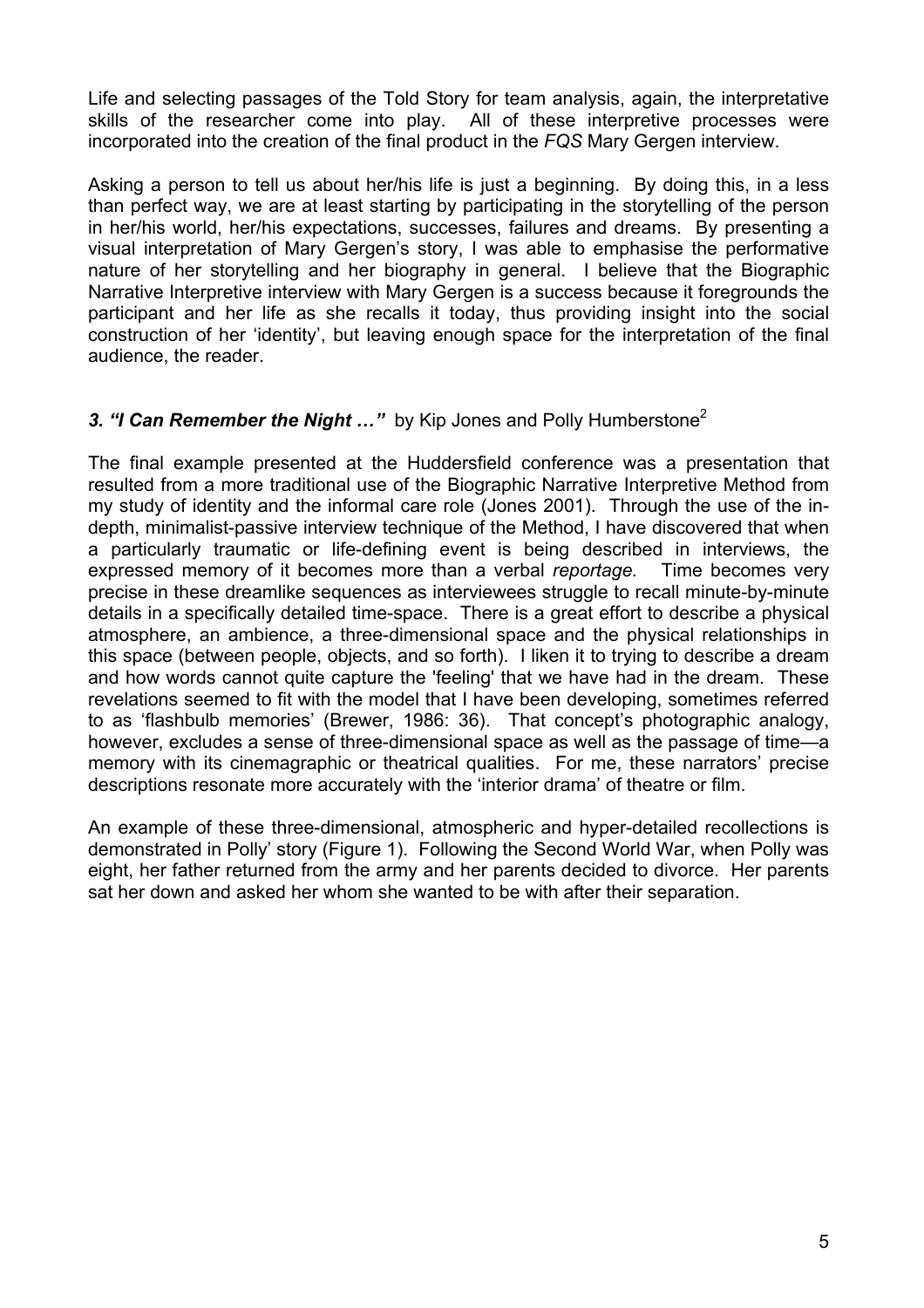Life and selecting passages of the Told Story for team analysis, again, the interpretative skills of the researcher come into play. All of these interpretive processes were incorporated into the creation of the final product in the *FQS* Mary Gergen interview.

Asking a person to tell us about her/his life is just a beginning. By doing this, in a less than perfect way, we are at least starting by participating in the storytelling of the person in her/his world, her/his expectations, successes, failures and dreams. By presenting a visual interpretation of Mary Gergen's story, I was able to emphasise the performative nature of her storytelling and her biography in general. I believe that the Biographic Narrative Interpretive interview with Mary Gergen is a success because it foregrounds the participant and her life as she recalls it today, thus providing insight into the social construction of her 'identity', but leaving enough space for the interpretation of the final audience, the reader.

### *3. "I Can Remember the Night …"* by Kip Jones and Polly Humberstone[2]

The final example presented at the Huddersfield conference was a presentation that resulted from a more traditional use of the Biographic Narrative Interpretive Method from my study of identity and the informal care role (Jones 2001). Through the use of the in-depth, minimalist-passive interview technique of the Method, I have discovered that when a particularly traumatic or life-defining event is being described in interviews, the expressed memory of it becomes more than a verbal *reportage.* Time becomes very precise in these dreamlike sequences as interviewees struggle to recall minute-by-minute details in a specifically detailed time-space. There is a great effort to describe a physical atmosphere, an ambience, a three-dimensional space and the physical relationships in this space (between people, objects, and so forth). I liken it to trying to describe a dream and how words cannot quite capture the 'feeling' that we have had in the dream. These revelations seemed to fit with the model that I have been developing, sometimes referred to as 'flashbulb memories' (Brewer, 1986: 36). That concept's photographic analogy, however, excludes a sense of three-dimensional space as well as the passage of time—a memory with its cinemagraphic or theatrical qualities. For me, these narrators' precise descriptions resonate more accurately with the 'interior drama' of theatre or film.

An example of these three-dimensional, atmospheric and hyper-detailed recollections is demonstrated in Polly' story (Figure 1). Following the Second World War, when Polly was eight, her father returned from the army and her parents decided to divorce. Her parents sat her down and asked her whom she wanted to be with after their separation.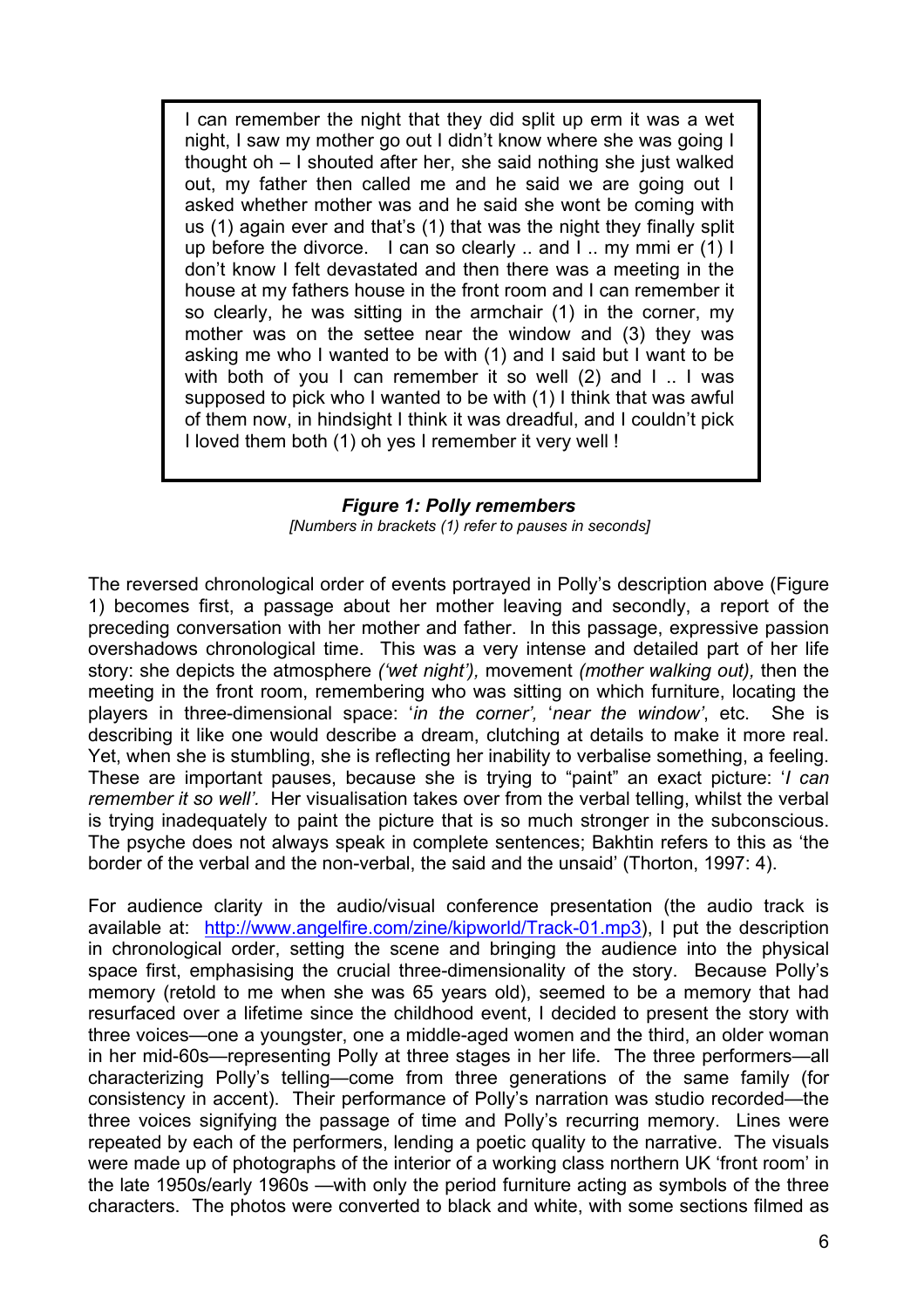> I can remember the night that they did split up erm it was a wet night, I saw my mother go out I didn't know where she was going I thought oh – I shouted after her, she said nothing she just walked out, my father then called me and he said we are going out I asked whether mother was and he said she wont be coming with us (1) again ever and that's (1) that was the night they finally split up before the divorce. I can so clearly .. and I .. my mmi er (1) I don't know I felt devastated and then there was a meeting in the house at my fathers house in the front room and I can remember it so clearly, he was sitting in the armchair (1) in the corner, my mother was on the settee near the window and (3) they was asking me who I wanted to be with (1) and I said but I want to be with both of you I can remember it so well (2) and I .. I was supposed to pick who I wanted to be with (1) I think that was awful of them now, in hindsight I think it was dreadful, and I couldn't pick I loved them both (1) oh yes I remember it very well !

***Figure 1: Polly remembers***

*[Numbers in brackets (1) refer to pauses in seconds]*

The reversed chronological order of events portrayed in Polly's description above (Figure 1) becomes first, a passage about her mother leaving and secondly, a report of the preceding conversation with her mother and father. In this passage, expressive passion overshadows chronological time. This was a very intense and detailed part of her life story: she depicts the atmosphere *('wet night'),* movement *(mother walking out),* then the meeting in the front room, remembering who was sitting on which furniture, locating the players in three-dimensional space: '*in the corner', 'near the window'*, etc. She is describing it like one would describe a dream, clutching at details to make it more real. Yet, when she is stumbling, she is reflecting her inability to verbalise something, a feeling. These are important pauses, because she is trying to "paint" an exact picture: '*I can remember it so well'.* Her visualisation takes over from the verbal telling, whilst the verbal is trying inadequately to paint the picture that is so much stronger in the subconscious. The psyche does not always speak in complete sentences; Bakhtin refers to this as 'the border of the verbal and the non-verbal, the said and the unsaid' (Thorton, 1997: 4).

For audience clarity in the audio/visual conference presentation (the audio track is available at: http://www.angelfire.com/zine/kipworld/Track-01.mp3), I put the description in chronological order, setting the scene and bringing the audience into the physical space first, emphasising the crucial three-dimensionality of the story. Because Polly's memory (retold to me when she was 65 years old), seemed to be a memory that had resurfaced over a lifetime since the childhood event, I decided to present the story with three voices—one a youngster, one a middle-aged women and the third, an older woman in her mid-60s—representing Polly at three stages in her life. The three performers—all characterizing Polly's telling—come from three generations of the same family (for consistency in accent). Their performance of Polly's narration was studio recorded—the three voices signifying the passage of time and Polly's recurring memory. Lines were repeated by each of the performers, lending a poetic quality to the narrative. The visuals were made up of photographs of the interior of a working class northern UK 'front room' in the late 1950s/early 1960s —with only the period furniture acting as symbols of the three characters. The photos were converted to black and white, with some sections filmed as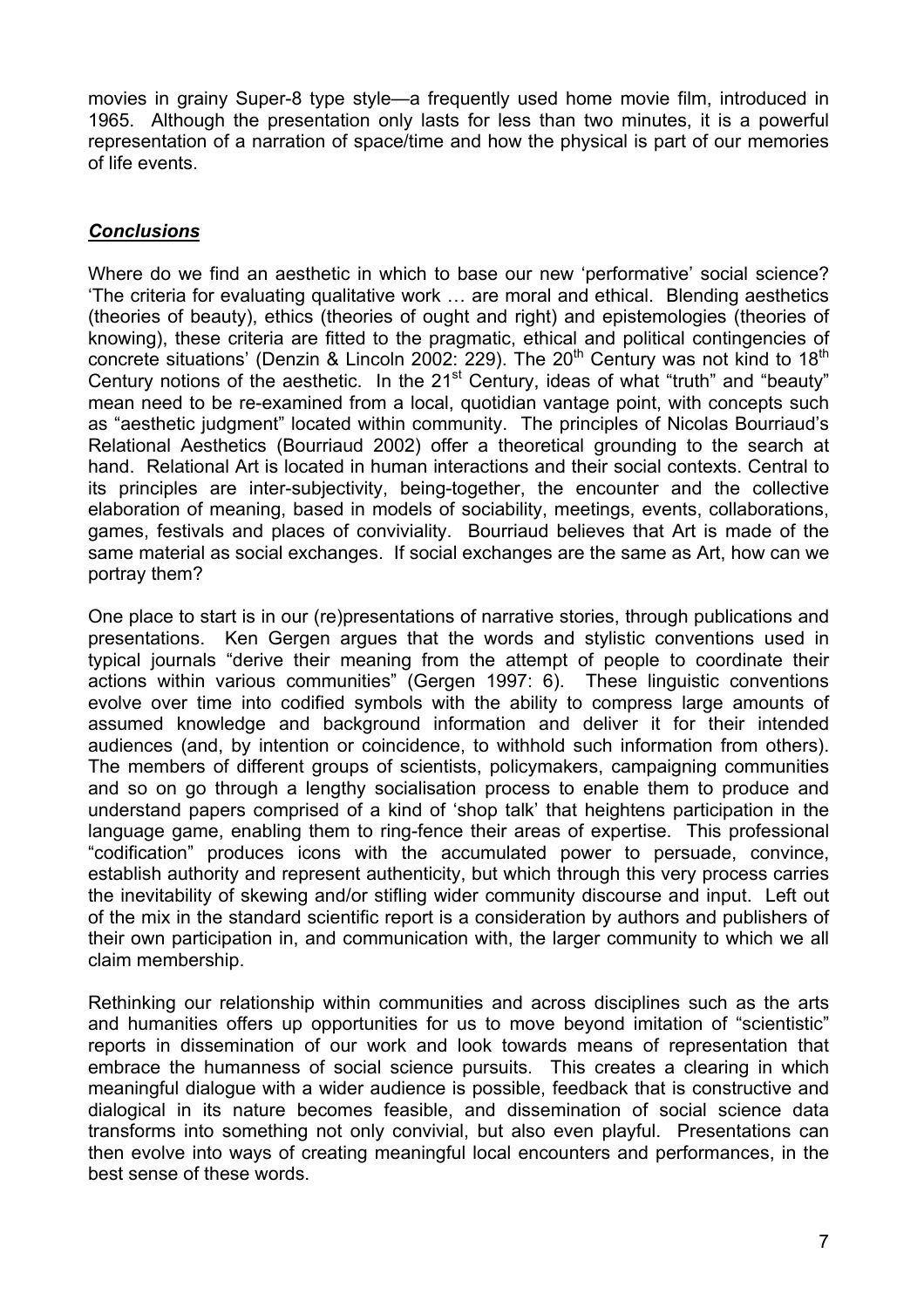movies in grainy Super-8 type style—a frequently used home movie film, introduced in 1965. Although the presentation only lasts for less than two minutes, it is a powerful representation of a narration of space/time and how the physical is part of our memories of life events.

## ***Conclusions***

Where do we find an aesthetic in which to base our new 'performative' social science? 'The criteria for evaluating qualitative work … are moral and ethical. Blending aesthetics (theories of beauty), ethics (theories of ought and right) and epistemologies (theories of knowing), these criteria are fitted to the pragmatic, ethical and political contingencies of concrete situations' (Denzin & Lincoln 2002: 229). The 20th Century was not kind to 18th Century notions of the aesthetic. In the 21st Century, ideas of what "truth" and "beauty" mean need to be re-examined from a local, quotidian vantage point, with concepts such as "aesthetic judgment" located within community. The principles of Nicolas Bourriaud's Relational Aesthetics (Bourriaud 2002) offer a theoretical grounding to the search at hand. Relational Art is located in human interactions and their social contexts. Central to its principles are inter-subjectivity, being-together, the encounter and the collective elaboration of meaning, based in models of sociability, meetings, events, collaborations, games, festivals and places of conviviality. Bourriaud believes that Art is made of the same material as social exchanges. If social exchanges are the same as Art, how can we portray them?

One place to start is in our (re)presentations of narrative stories, through publications and presentations. Ken Gergen argues that the words and stylistic conventions used in typical journals "derive their meaning from the attempt of people to coordinate their actions within various communities" (Gergen 1997: 6). These linguistic conventions evolve over time into codified symbols with the ability to compress large amounts of assumed knowledge and background information and deliver it for their intended audiences (and, by intention or coincidence, to withhold such information from others). The members of different groups of scientists, policymakers, campaigning communities and so on go through a lengthy socialisation process to enable them to produce and understand papers comprised of a kind of 'shop talk' that heightens participation in the language game, enabling them to ring-fence their areas of expertise. This professional "codification" produces icons with the accumulated power to persuade, convince, establish authority and represent authenticity, but which through this very process carries the inevitability of skewing and/or stifling wider community discourse and input. Left out of the mix in the standard scientific report is a consideration by authors and publishers of their own participation in, and communication with, the larger community to which we all claim membership.

Rethinking our relationship within communities and across disciplines such as the arts and humanities offers up opportunities for us to move beyond imitation of "scientistic" reports in dissemination of our work and look towards means of representation that embrace the humanness of social science pursuits. This creates a clearing in which meaningful dialogue with a wider audience is possible, feedback that is constructive and dialogical in its nature becomes feasible, and dissemination of social science data transforms into something not only convivial, but also even playful. Presentations can then evolve into ways of creating meaningful local encounters and performances, in the best sense of these words.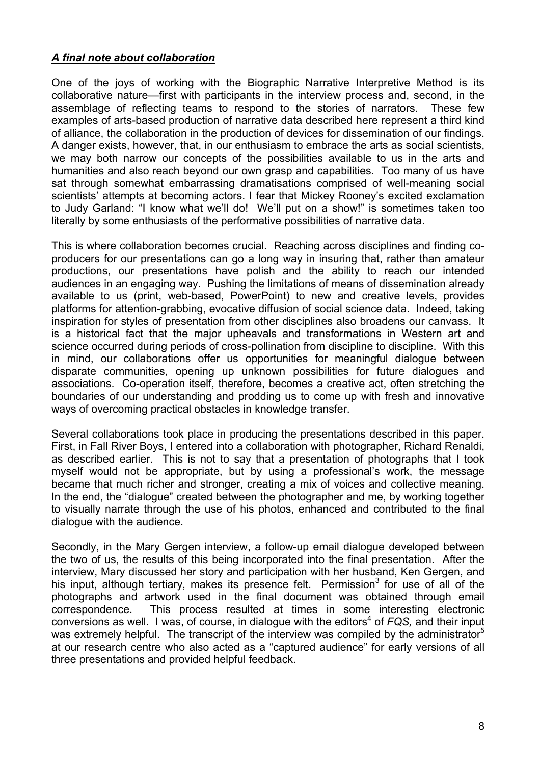### ***A final note about collaboration***

One of the joys of working with the Biographic Narrative Interpretive Method is its collaborative nature—first with participants in the interview process and, second, in the assemblage of reflecting teams to respond to the stories of narrators. These few examples of arts-based production of narrative data described here represent a third kind of alliance, the collaboration in the production of devices for dissemination of our findings. A danger exists, however, that, in our enthusiasm to embrace the arts as social scientists, we may both narrow our concepts of the possibilities available to us in the arts and humanities and also reach beyond our own grasp and capabilities. Too many of us have sat through somewhat embarrassing dramatisations comprised of well-meaning social scientists' attempts at becoming actors. I fear that Mickey Rooney's excited exclamation to Judy Garland: "I know what we'll do! We'll put on a show!" is sometimes taken too literally by some enthusiasts of the performative possibilities of narrative data.

This is where collaboration becomes crucial. Reaching across disciplines and finding co-producers for our presentations can go a long way in insuring that, rather than amateur productions, our presentations have polish and the ability to reach our intended audiences in an engaging way. Pushing the limitations of means of dissemination already available to us (print, web-based, PowerPoint) to new and creative levels, provides platforms for attention-grabbing, evocative diffusion of social science data. Indeed, taking inspiration for styles of presentation from other disciplines also broadens our canvass. It is a historical fact that the major upheavals and transformations in Western art and science occurred during periods of cross-pollination from discipline to discipline. With this in mind, our collaborations offer us opportunities for meaningful dialogue between disparate communities, opening up unknown possibilities for future dialogues and associations. Co-operation itself, therefore, becomes a creative act, often stretching the boundaries of our understanding and prodding us to come up with fresh and innovative ways of overcoming practical obstacles in knowledge transfer.

Several collaborations took place in producing the presentations described in this paper. First, in Fall River Boys, I entered into a collaboration with photographer, Richard Renaldi, as described earlier. This is not to say that a presentation of photographs that I took myself would not be appropriate, but by using a professional's work, the message became that much richer and stronger, creating a mix of voices and collective meaning. In the end, the "dialogue" created between the photographer and me, by working together to visually narrate through the use of his photos, enhanced and contributed to the final dialogue with the audience.

Secondly, in the Mary Gergen interview, a follow-up email dialogue developed between the two of us, the results of this being incorporated into the final presentation. After the interview, Mary discussed her story and participation with her husband, Ken Gergen, and his input, although tertiary, makes its presence felt. Permission[3] for use of all of the photographs and artwork used in the final document was obtained through email correspondence. This process resulted at times in some interesting electronic conversions as well. I was, of course, in dialogue with the editors[4] of *FQS,* and their input was extremely helpful. The transcript of the interview was compiled by the administrator[5] at our research centre who also acted as a "captured audience" for early versions of all three presentations and provided helpful feedback.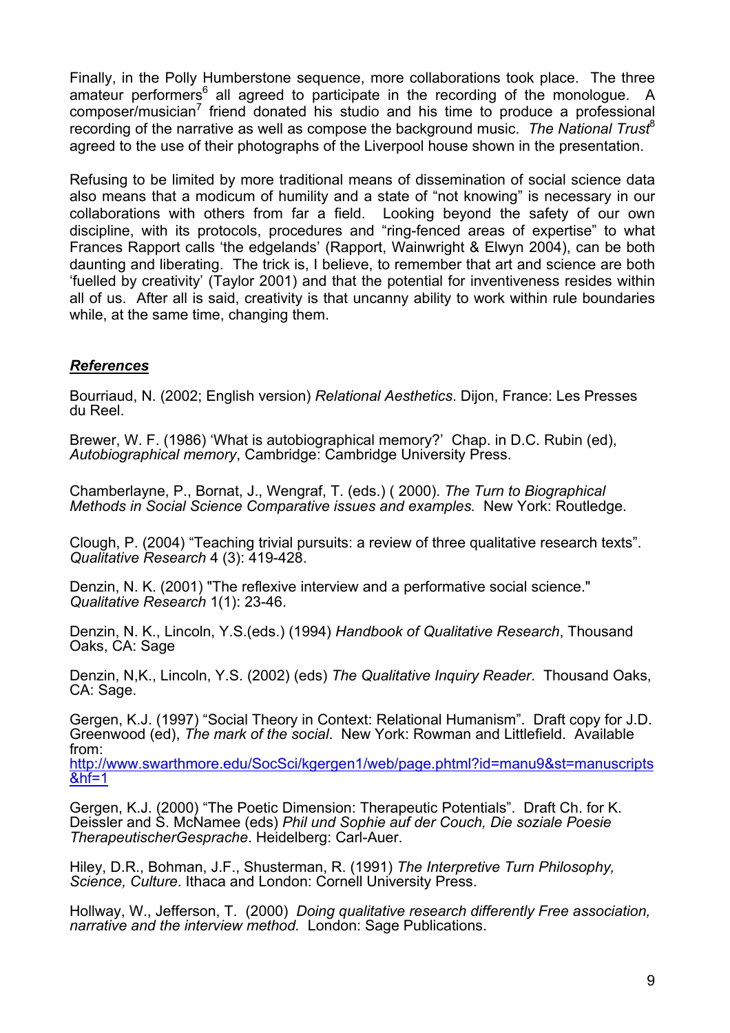Finally, in the Polly Humberstone sequence, more collaborations took place. The three amateur performers[6] all agreed to participate in the recording of the monologue. A composer/musician[7] friend donated his studio and his time to produce a professional recording of the narrative as well as compose the background music. *The National Trust*[8] agreed to the use of their photographs of the Liverpool house shown in the presentation.

Refusing to be limited by more traditional means of dissemination of social science data also means that a modicum of humility and a state of "not knowing" is necessary in our collaborations with others from far a field. Looking beyond the safety of our own discipline, with its protocols, procedures and "ring-fenced areas of expertise" to what Frances Rapport calls 'the edgelands' (Rapport, Wainwright & Elwyn 2004), can be both daunting and liberating. The trick is, I believe, to remember that art and science are both 'fuelled by creativity' (Taylor 2001) and that the potential for inventiveness resides within all of us. After all is said, creativity is that uncanny ability to work within rule boundaries while, at the same time, changing them.

## ***References***

Bourriaud, N. (2002; English version) *Relational Aesthetics*. Dijon, France: Les Presses du Reel.

Brewer, W. F. (1986) 'What is autobiographical memory?' Chap. in D.C. Rubin (ed), *Autobiographical memory*, Cambridge: Cambridge University Press.

Chamberlayne, P., Bornat, J., Wengraf, T. (eds.) ( 2000). *The Turn to Biographical Methods in Social Science Comparative issues and examples.* New York: Routledge.

Clough, P. (2004) "Teaching trivial pursuits: a review of three qualitative research texts". *Qualitative Research* 4 (3): 419-428.

Denzin, N. K. (2001) "The reflexive interview and a performative social science." *Qualitative Research* 1(1): 23-46.

Denzin, N. K., Lincoln, Y.S.(eds.) (1994) *Handbook of Qualitative Research*, Thousand Oaks, CA: Sage

Denzin, N,K., Lincoln, Y.S. (2002) (eds) *The Qualitative Inquiry Reader*. Thousand Oaks, CA: Sage.

Gergen, K.J. (1997) "Social Theory in Context: Relational Humanism". Draft copy for J.D. Greenwood (ed), *The mark of the social*. New York: Rowman and Littlefield. Available from: http://www.swarthmore.edu/SocSci/kgergen1/web/page.phtml?id=manu9&st=manuscripts&hf=1

Gergen, K.J. (2000) "The Poetic Dimension: Therapeutic Potentials". Draft Ch. for K. Deissler and S. McNamee (eds) *Phil und Sophie auf der Couch, Die soziale Poesie TherapeutischerGesprache*. Heidelberg: Carl-Auer.

Hiley, D.R., Bohman, J.F., Shusterman, R. (1991) *The Interpretive Turn Philosophy, Science, Culture*. Ithaca and London: Cornell University Press.

Hollway, W., Jefferson, T. (2000) *Doing qualitative research differently Free association, narrative and the interview method.* London: Sage Publications.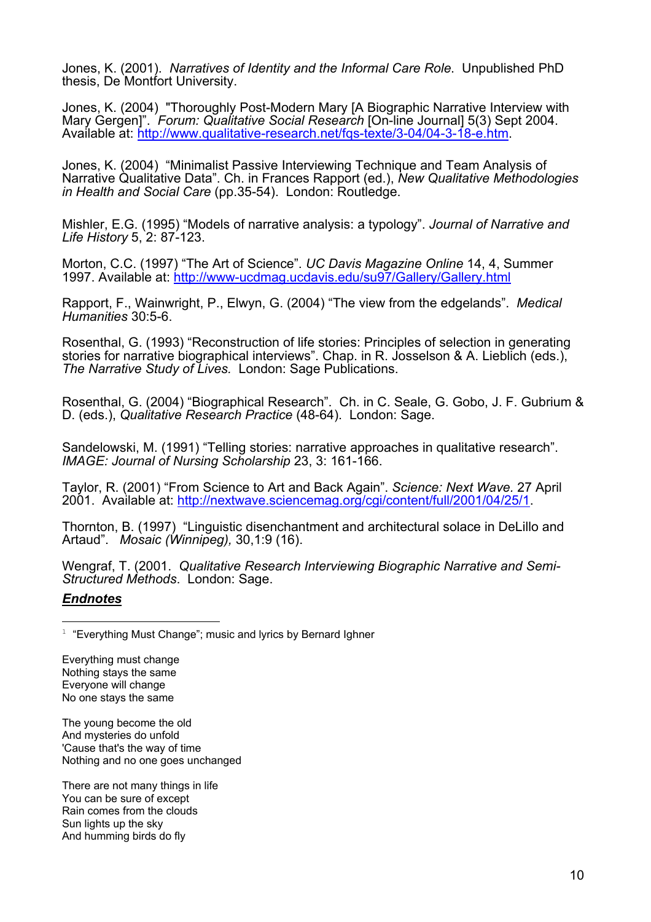Jones, K. (2001). *Narratives of Identity and the Informal Care Role*. Unpublished PhD thesis, De Montfort University.

Jones, K. (2004) "Thoroughly Post-Modern Mary [A Biographic Narrative Interview with Mary Gergen]". *Forum: Qualitative Social Research* [On-line Journal] 5(3) Sept 2004. Available at: http://www.qualitative-research.net/fqs-texte/3-04/04-3-18-e.htm.

Jones, K. (2004) "Minimalist Passive Interviewing Technique and Team Analysis of Narrative Qualitative Data". Ch. in Frances Rapport (ed.), *New Qualitative Methodologies in Health and Social Care* (pp.35-54). London: Routledge.

Mishler, E.G. (1995) "Models of narrative analysis: a typology". *Journal of Narrative and Life History* 5, 2: 87-123.

Morton, C.C. (1997) "The Art of Science". *UC Davis Magazine Online* 14, 4, Summer 1997. Available at: http://www-ucdmag.ucdavis.edu/su97/Gallery/Gallery.html

Rapport, F., Wainwright, P., Elwyn, G. (2004) "The view from the edgelands". *Medical Humanities* 30:5-6.

Rosenthal, G. (1993) "Reconstruction of life stories: Principles of selection in generating stories for narrative biographical interviews". Chap. in R. Josselson & A. Lieblich (eds.), *The Narrative Study of Lives.* London: Sage Publications.

Rosenthal, G. (2004) "Biographical Research". Ch. in C. Seale, G. Gobo, J. F. Gubrium & D. (eds.), *Qualitative Research Practice* (48-64). London: Sage.

Sandelowski, M. (1991) "Telling stories: narrative approaches in qualitative research". *IMAGE: Journal of Nursing Scholarship* 23, 3: 161-166.

Taylor, R. (2001) "From Science to Art and Back Again". *Science: Next Wave.* 27 April 2001. Available at: http://nextwave.sciencemag.org/cgi/content/full/2001/04/25/1.

Thornton, B. (1997) "Linguistic disenchantment and architectural solace in DeLillo and Artaud". *Mosaic (Winnipeg),* 30,1:9 (16).

Wengraf, T. (2001. *Qualitative Research Interviewing Biographic Narrative and Semi-Structured Methods*. London: Sage.

### ***Endnotes***

---

[1] "Everything Must Change"; music and lyrics by Bernard Ighner

Everything must change  
Nothing stays the same  
Everyone will change  
No one stays the same

The young become the old  
And mysteries do unfold  
'Cause that's the way of time  
Nothing and no one goes unchanged

There are not many things in life  
You can be sure of except  
Rain comes from the clouds  
Sun lights up the sky  
And humming birds do fly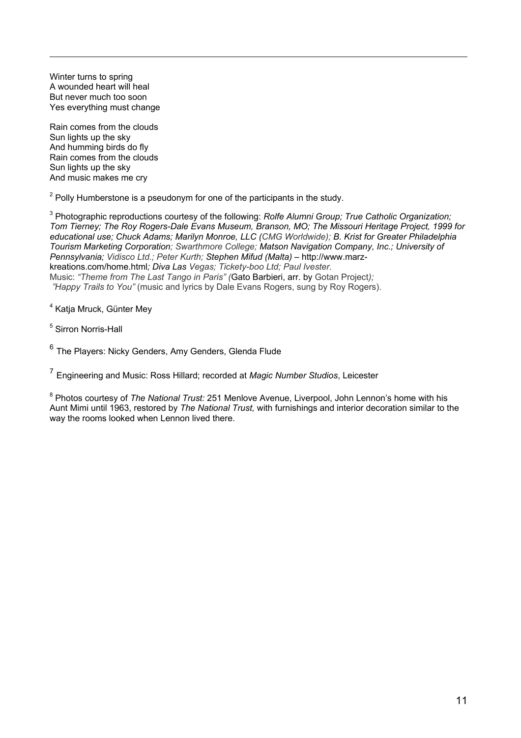Winter turns to spring
A wounded heart will heal
But never much too soon
Yes everything must change

Rain comes from the clouds
Sun lights up the sky
And humming birds do fly
Rain comes from the clouds
Sun lights up the sky
And music makes me cry

[2] Polly Humberstone is a pseudonym for one of the participants in the study.

[3] Photographic reproductions courtesy of the following: *Rolfe Alumni Group; True Catholic Organization; Tom Tierney; The Roy Rogers-Dale Evans Museum, Branson, MO; The Missouri Heritage Project, 1999 for educational use; Chuck Adams; Marilyn Monroe, LLC (CMG Worldwide); B. Krist for Greater Philadelphia Tourism Marketing Corporation; Swarthmore College; Matson Navigation Company, Inc.; University of Pennsylvania; Vidisco Ltd.; Peter Kurth; Stephen Mifud (Malta)* – http://www.marz-kreations.com/home.html*; Diva Las Vegas; Tickety-boo Ltd; Paul Ivester.*
Music: *"Theme from The Last Tango in Paris" (*Gato Barbieri, arr. by Gotan Project*);*
*"Happy Trails to You"* (music and lyrics by Dale Evans Rogers, sung by Roy Rogers).

[4] Katja Mruck, Günter Mey

[5] Sirron Norris-Hall

[6] The Players: Nicky Genders, Amy Genders, Glenda Flude

[7] Engineering and Music: Ross Hillard; recorded at *Magic Number Studios*, Leicester

[8] Photos courtesy of *The National Trust:* 251 Menlove Avenue, Liverpool, John Lennon's home with his Aunt Mimi until 1963, restored by *The National Trust,* with furnishings and interior decoration similar to the way the rooms looked when Lennon lived there.